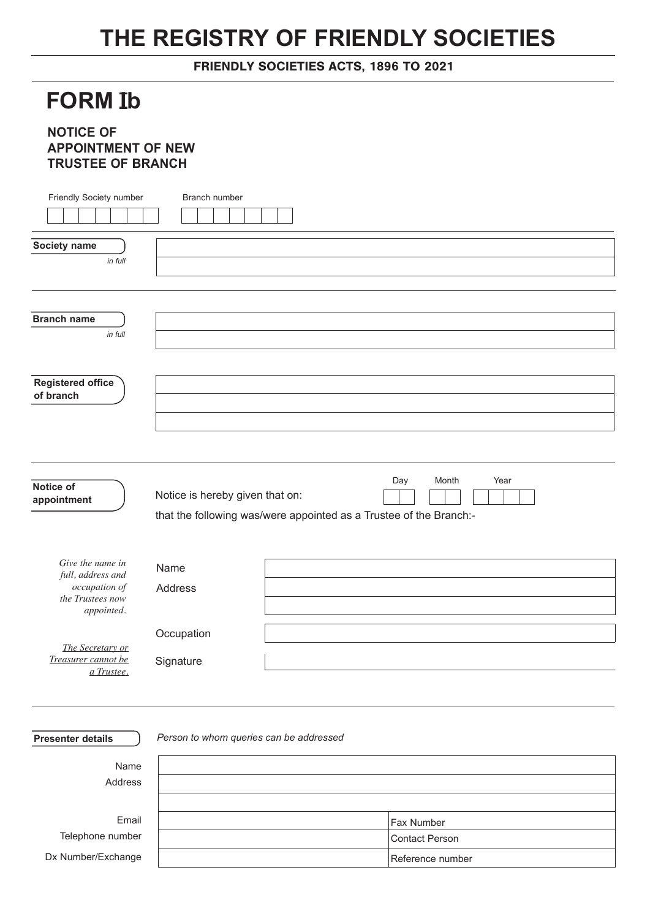# THE REGISTRY OF FRIENDLY SOCIETIES

**FRIENDLY SOCIETIES ACTS, 1896 TO 2021**

## FORM Ib

### NOTICE OF APPOINTMENT OF NEW TRUSTEE OF BRANCH

Friendly Society number | | | | | | | |

Branch number | | | | | | | |

**Society name**
*in full*

**Branch name**
*in full*

**Registered office of branch**

**Notice of appointment**

Notice is hereby given that on: Day | | | Month | | | Year | | | | |

that the following was/were appointed as a Trustee of the Branch:-

*Give the name in full, address and occupation of the Trustees now appointed.*

*The Secretary or Treasurer cannot be a Trustee.*

Name

Address

Occupation

Signature

**Presenter details**

*Person to whom queries can be addressed*

| | |
|---|---|
| Name | |
| Address | |
| | |
| Email | Fax Number |
| Telephone number | Contact Person |
| Dx Number/Exchange | Reference number |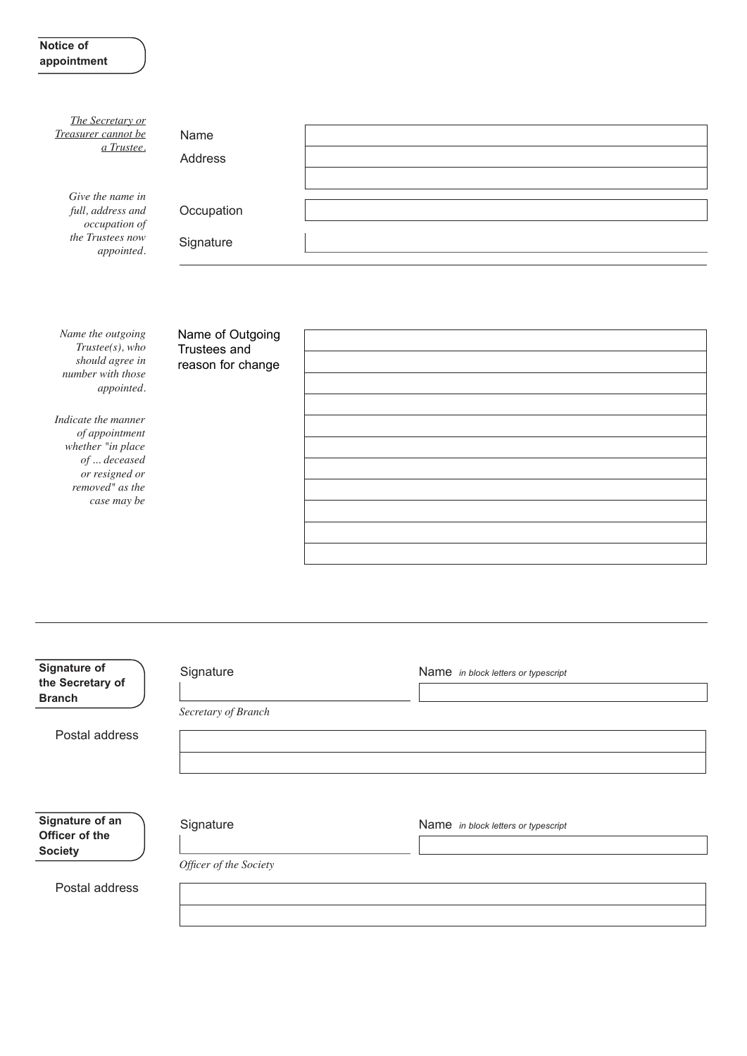**Notice of appointment**

*The Secretary or Treasurer cannot be a Trustee.*

*Give the name in full, address and occupation of the Trustees now appointed.*

| | |
|---|---|
| Name | |
| Address | |
| | |
| Occupation | |
| Signature | |

*Name the outgoing Trustee(s), who should agree in number with those appointed.*

*Indicate the manner of appointment whether "in place of ... deceased or resigned or removed" as the case may be*

| | |
|---|---|
| Name of Outgoing Trustees and reason for change | |
| | |
| | |
| | |
| | |
| | |
| | |
| | |
| | |
| | |
| | |

---

**Signature of the Secretary of Branch**

| | |
|---|---|
| Signature | Name *in block letters or typescript* |
| | |
| *Secretary of Branch* | |

Postal address

| |
|---|
| |
| |

**Signature of an Officer of the Society**

| | |
|---|---|
| Signature | Name *in block letters or typescript* |
| | |
| *Officer of the Society* | |

Postal address

| |
|---|
| |
| |